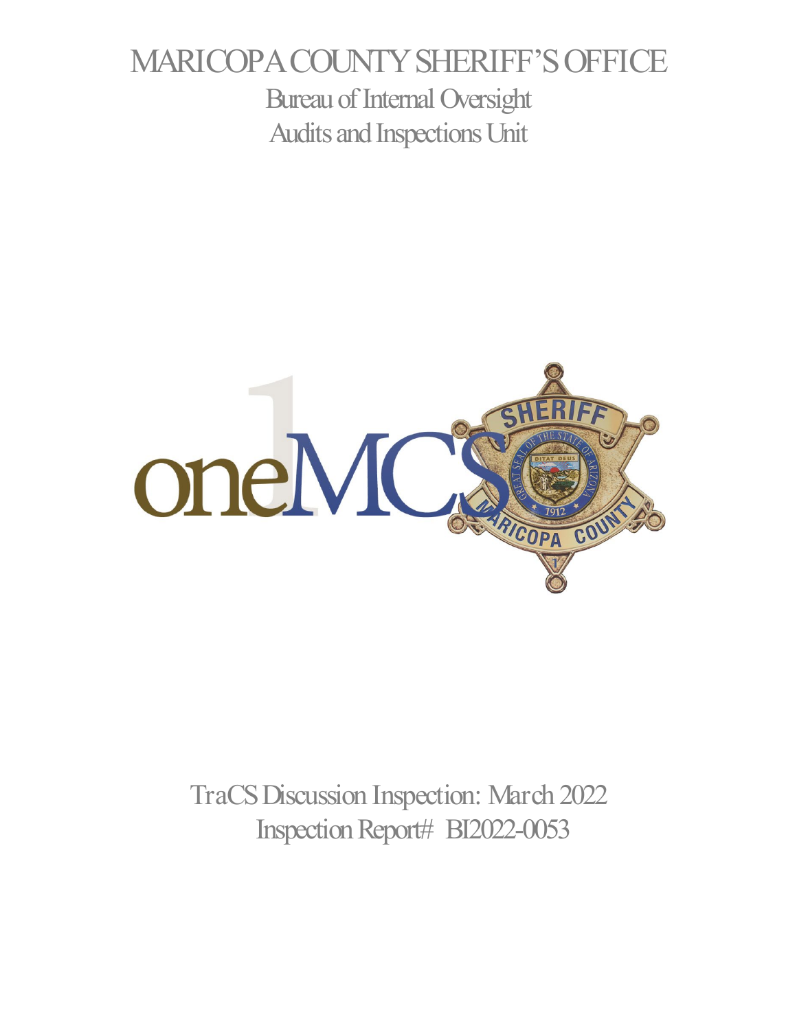# MARICOPA COUNTY SHERIFF'S OFFICE

## Bureau of Internal Oversight
## Audits and Inspections Unit

TraCS Discussion Inspection: March 2022

Inspection Report# BI2022-0053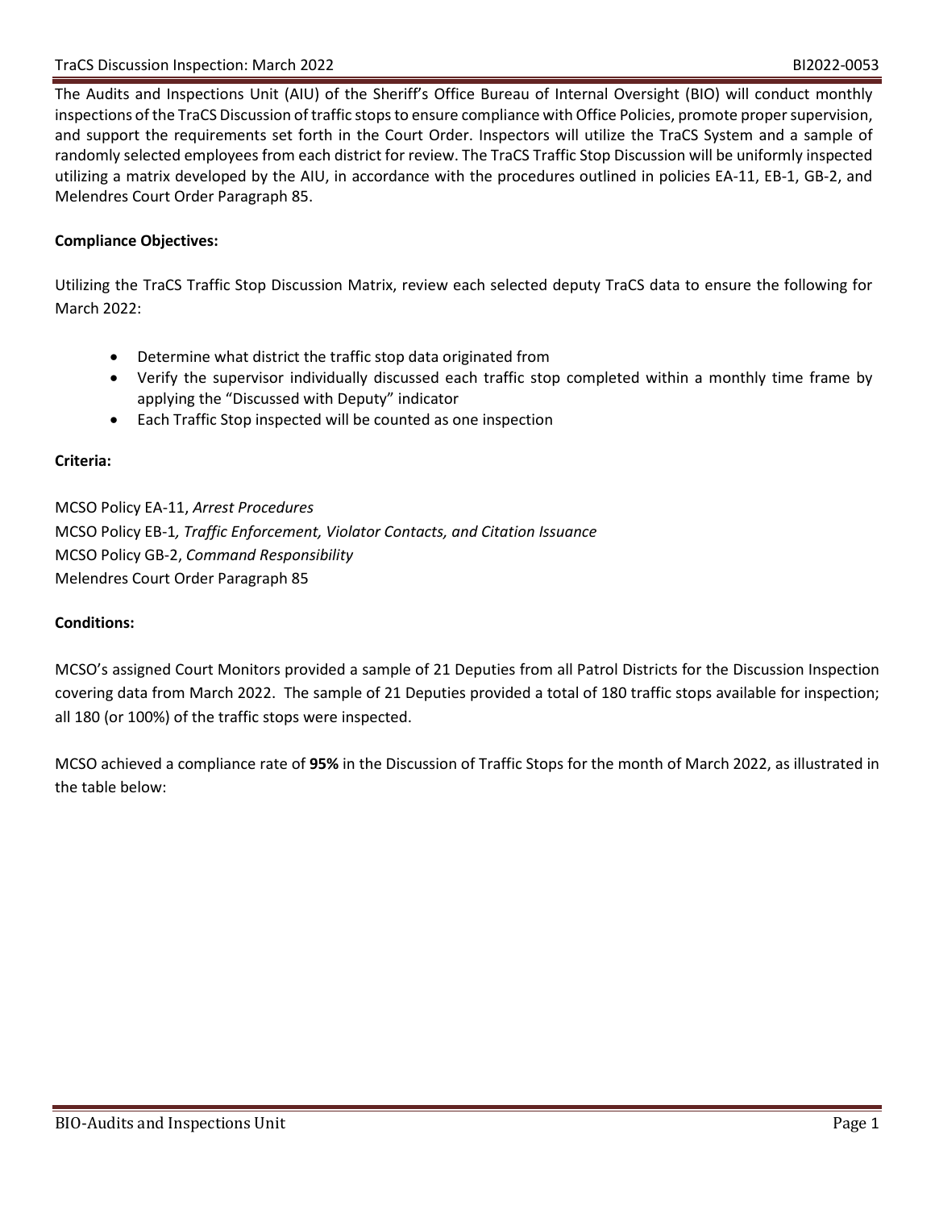The Audits and Inspections Unit (AIU) of the Sheriff's Office Bureau of Internal Oversight (BIO) will conduct monthly inspections of the TraCS Discussion of traffic stops to ensure compliance with Office Policies, promote proper supervision, and support the requirements set forth in the Court Order. Inspectors will utilize the TraCS System and a sample of randomly selected employees from each district for review. The TraCS Traffic Stop Discussion will be uniformly inspected utilizing a matrix developed by the AIU, in accordance with the procedures outlined in policies EA-11, EB-1, GB-2, and Melendres Court Order Paragraph 85.

**Compliance Objectives:**

Utilizing the TraCS Traffic Stop Discussion Matrix, review each selected deputy TraCS data to ensure the following for March 2022:

- Determine what district the traffic stop data originated from
- Verify the supervisor individually discussed each traffic stop completed within a monthly time frame by applying the "Discussed with Deputy" indicator
- Each Traffic Stop inspected will be counted as one inspection

**Criteria:**

MCSO Policy EA-11, *Arrest Procedures*
MCSO Policy EB-1*, Traffic Enforcement, Violator Contacts, and Citation Issuance*
MCSO Policy GB-2, *Command Responsibility*
Melendres Court Order Paragraph 85

**Conditions:**

MCSO's assigned Court Monitors provided a sample of 21 Deputies from all Patrol Districts for the Discussion Inspection covering data from March 2022. The sample of 21 Deputies provided a total of 180 traffic stops available for inspection; all 180 (or 100%) of the traffic stops were inspected.

MCSO achieved a compliance rate of **95%** in the Discussion of Traffic Stops for the month of March 2022, as illustrated in the table below: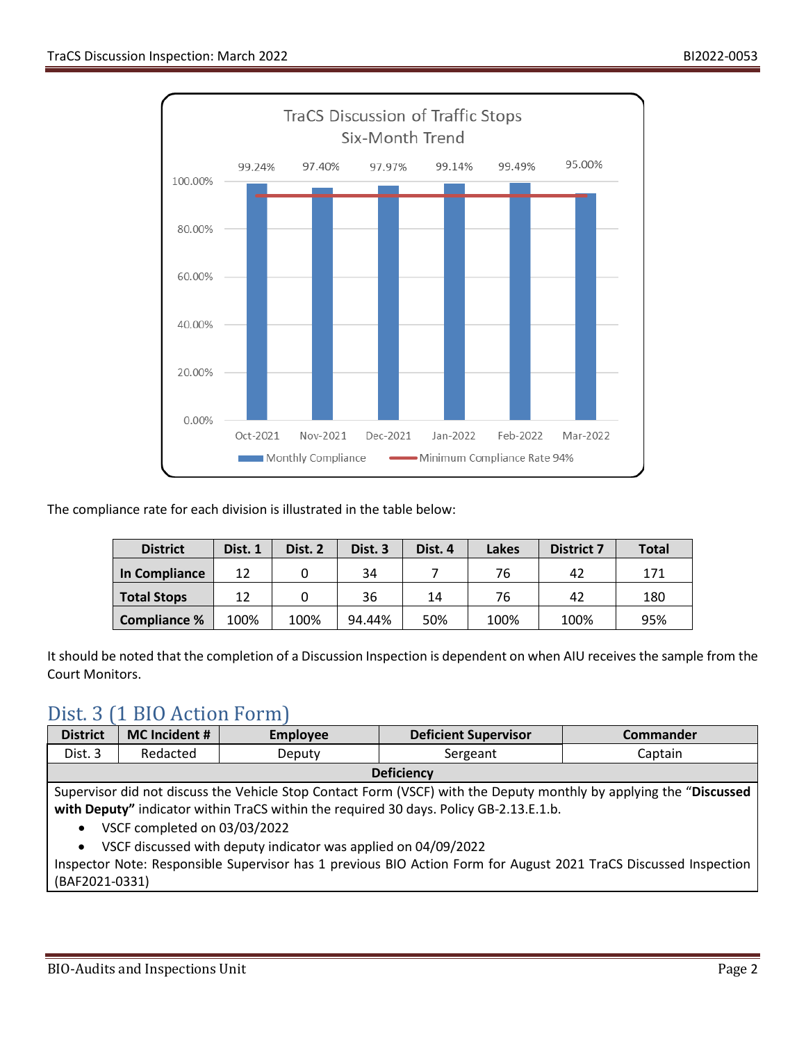**TraCS Discussion of Traffic Stops Six-Month Trend**

| Month | Monthly Compliance | Minimum Compliance Rate 94% |
|---|---|---|
| Oct-2021 | 99.24% | 94% |
| Nov-2021 | 97.40% | 94% |
| Dec-2021 | 97.97% | 94% |
| Jan-2022 | 99.14% | 94% |
| Feb-2022 | 99.49% | 94% |
| Mar-2022 | 95.00% | 94% |

The compliance rate for each division is illustrated in the table below:

| District | Dist. 1 | Dist. 2 | Dist. 3 | Dist. 4 | Lakes | District 7 | Total |
|---|---|---|---|---|---|---|---|
| **In Compliance** | 12 | 0 | 34 | 7 | 76 | 42 | 171 |
| **Total Stops** | 12 | 0 | 36 | 14 | 76 | 42 | 180 |
| **Compliance %** | 100% | 100% | 94.44% | 50% | 100% | 100% | 95% |

It should be noted that the completion of a Discussion Inspection is dependent on when AIU receives the sample from the Court Monitors.

## Dist. 3 (1 BIO Action Form)

| District | MC Incident # | Employee | Deficient Supervisor | Commander |
|---|---|---|---|---|
| Dist. 3 | Redacted | Deputy | Sergeant | Captain |

**Deficiency**

Supervisor did not discuss the Vehicle Stop Contact Form (VSCF) with the Deputy monthly by applying the "**Discussed with Deputy"** indicator within TraCS within the required 30 days. Policy GB-2.13.E.1.b.

- VSCF completed on 03/03/2022
- VSCF discussed with deputy indicator was applied on 04/09/2022

Inspector Note: Responsible Supervisor has 1 previous BIO Action Form for August 2021 TraCS Discussed Inspection (BAF2021-0331)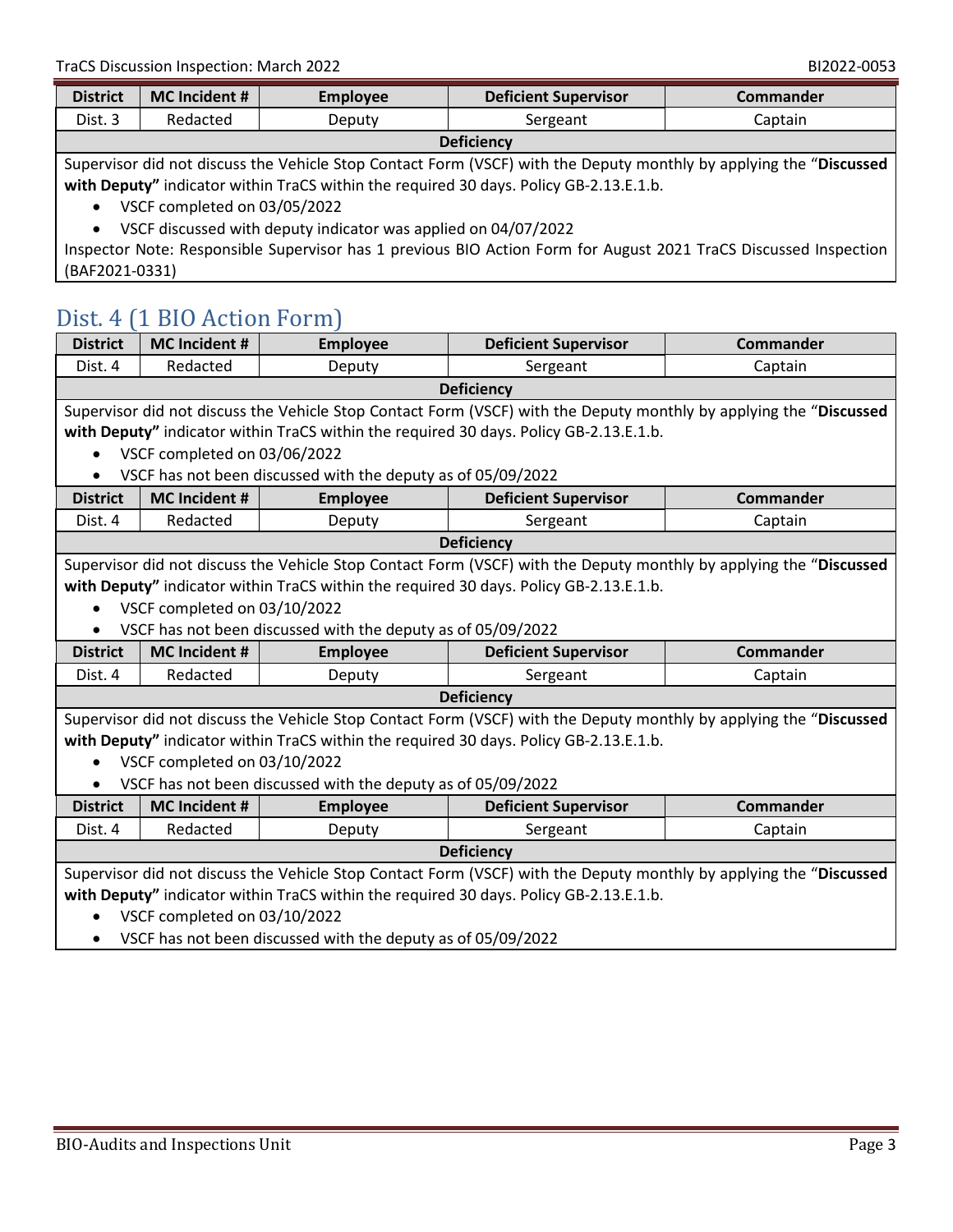| District | MC Incident # | Employee | Deficient Supervisor | Commander |
|---|---|---|---|---|
| Dist. 3 | Redacted | Deputy | Sergeant | Captain |

**Deficiency**

Supervisor did not discuss the Vehicle Stop Contact Form (VSCF) with the Deputy monthly by applying the "**Discussed with Deputy"** indicator within TraCS within the required 30 days. Policy GB-2.13.E.1.b.

- VSCF completed on 03/05/2022
- VSCF discussed with deputy indicator was applied on 04/07/2022

Inspector Note: Responsible Supervisor has 1 previous BIO Action Form for August 2021 TraCS Discussed Inspection (BAF2021-0331)

## Dist. 4 (1 BIO Action Form)

| District | MC Incident # | Employee | Deficient Supervisor | Commander |
|---|---|---|---|---|
| Dist. 4 | Redacted | Deputy | Sergeant | Captain |

**Deficiency**

Supervisor did not discuss the Vehicle Stop Contact Form (VSCF) with the Deputy monthly by applying the "**Discussed with Deputy"** indicator within TraCS within the required 30 days. Policy GB-2.13.E.1.b.

- VSCF completed on 03/06/2022
- VSCF has not been discussed with the deputy as of 05/09/2022

| District | MC Incident # | Employee | Deficient Supervisor | Commander |
|---|---|---|---|---|
| Dist. 4 | Redacted | Deputy | Sergeant | Captain |

**Deficiency**

Supervisor did not discuss the Vehicle Stop Contact Form (VSCF) with the Deputy monthly by applying the "**Discussed with Deputy"** indicator within TraCS within the required 30 days. Policy GB-2.13.E.1.b.

- VSCF completed on 03/10/2022
- VSCF has not been discussed with the deputy as of 05/09/2022

| District | MC Incident # | Employee | Deficient Supervisor | Commander |
|---|---|---|---|---|
| Dist. 4 | Redacted | Deputy | Sergeant | Captain |

**Deficiency**

Supervisor did not discuss the Vehicle Stop Contact Form (VSCF) with the Deputy monthly by applying the "**Discussed with Deputy"** indicator within TraCS within the required 30 days. Policy GB-2.13.E.1.b.

- VSCF completed on 03/10/2022
- VSCF has not been discussed with the deputy as of 05/09/2022

| District | MC Incident # | Employee | Deficient Supervisor | Commander |
|---|---|---|---|---|
| Dist. 4 | Redacted | Deputy | Sergeant | Captain |

**Deficiency**

Supervisor did not discuss the Vehicle Stop Contact Form (VSCF) with the Deputy monthly by applying the "**Discussed with Deputy"** indicator within TraCS within the required 30 days. Policy GB-2.13.E.1.b.

- VSCF completed on 03/10/2022
- VSCF has not been discussed with the deputy as of 05/09/2022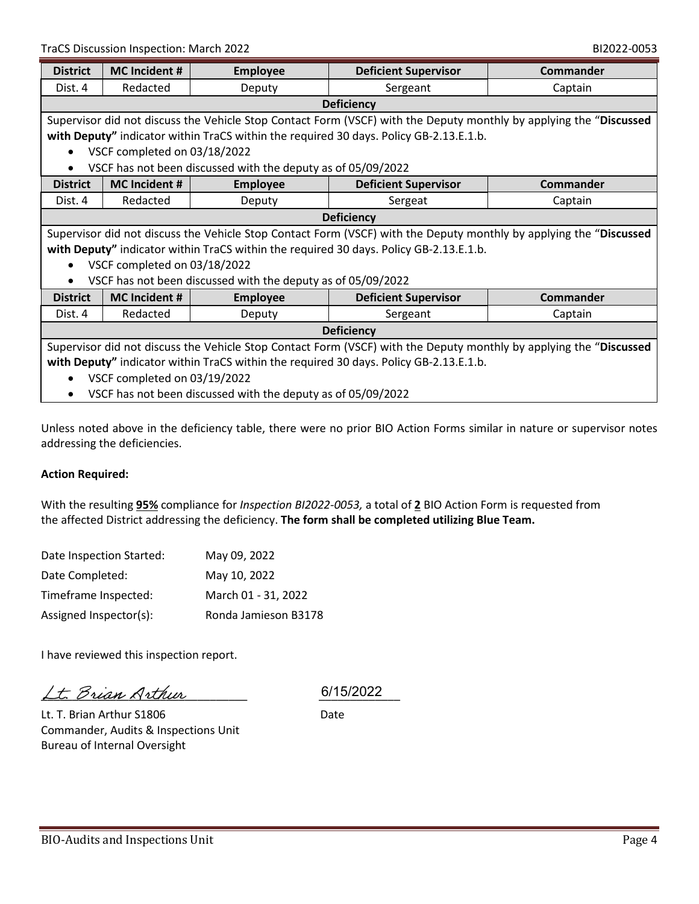| District | MC Incident # | Employee | Deficient Supervisor | Commander |
|---|---|---|---|---|
| Dist. 4 | Redacted | Deputy | Sergeant | Captain |
| **Deficiency** | | | | |
| Supervisor did not discuss the Vehicle Stop Contact Form (VSCF) with the Deputy monthly by applying the "**Discussed with Deputy"** indicator within TraCS within the required 30 days. Policy GB-2.13.E.1.b.<br>• VSCF completed on 03/18/2022<br>• VSCF has not been discussed with the deputy as of 05/09/2022 | | | | |
| **District** | **MC Incident #** | **Employee** | **Deficient Supervisor** | **Commander** |
| Dist. 4 | Redacted | Deputy | Sergeat | Captain |
| **Deficiency** | | | | |
| Supervisor did not discuss the Vehicle Stop Contact Form (VSCF) with the Deputy monthly by applying the "**Discussed with Deputy"** indicator within TraCS within the required 30 days. Policy GB-2.13.E.1.b.<br>• VSCF completed on 03/18/2022<br>• VSCF has not been discussed with the deputy as of 05/09/2022 | | | | |
| **District** | **MC Incident #** | **Employee** | **Deficient Supervisor** | **Commander** |
| Dist. 4 | Redacted | Deputy | Sergeant | Captain |
| **Deficiency** | | | | |
| Supervisor did not discuss the Vehicle Stop Contact Form (VSCF) with the Deputy monthly by applying the "**Discussed with Deputy"** indicator within TraCS within the required 30 days. Policy GB-2.13.E.1.b.<br>• VSCF completed on 03/19/2022<br>• VSCF has not been discussed with the deputy as of 05/09/2022 | | | | |

Unless noted above in the deficiency table, there were no prior BIO Action Forms similar in nature or supervisor notes addressing the deficiencies.

**Action Required:**

With the resulting **95%** compliance for *Inspection BI2022-0053,* a total of **2** BIO Action Form is requested from the affected District addressing the deficiency. **The form shall be completed utilizing Blue Team.**

Date Inspection Started: May 09, 2022
Date Completed: May 10, 2022
Timeframe Inspected: March 01 - 31, 2022
Assigned Inspector(s): Ronda Jamieson B3178

I have reviewed this inspection report.

*Lt. Brian Arthur* 6/15/2022

Lt. T. Brian Arthur S1806
Commander, Audits & Inspections Unit
Bureau of Internal Oversight

Date